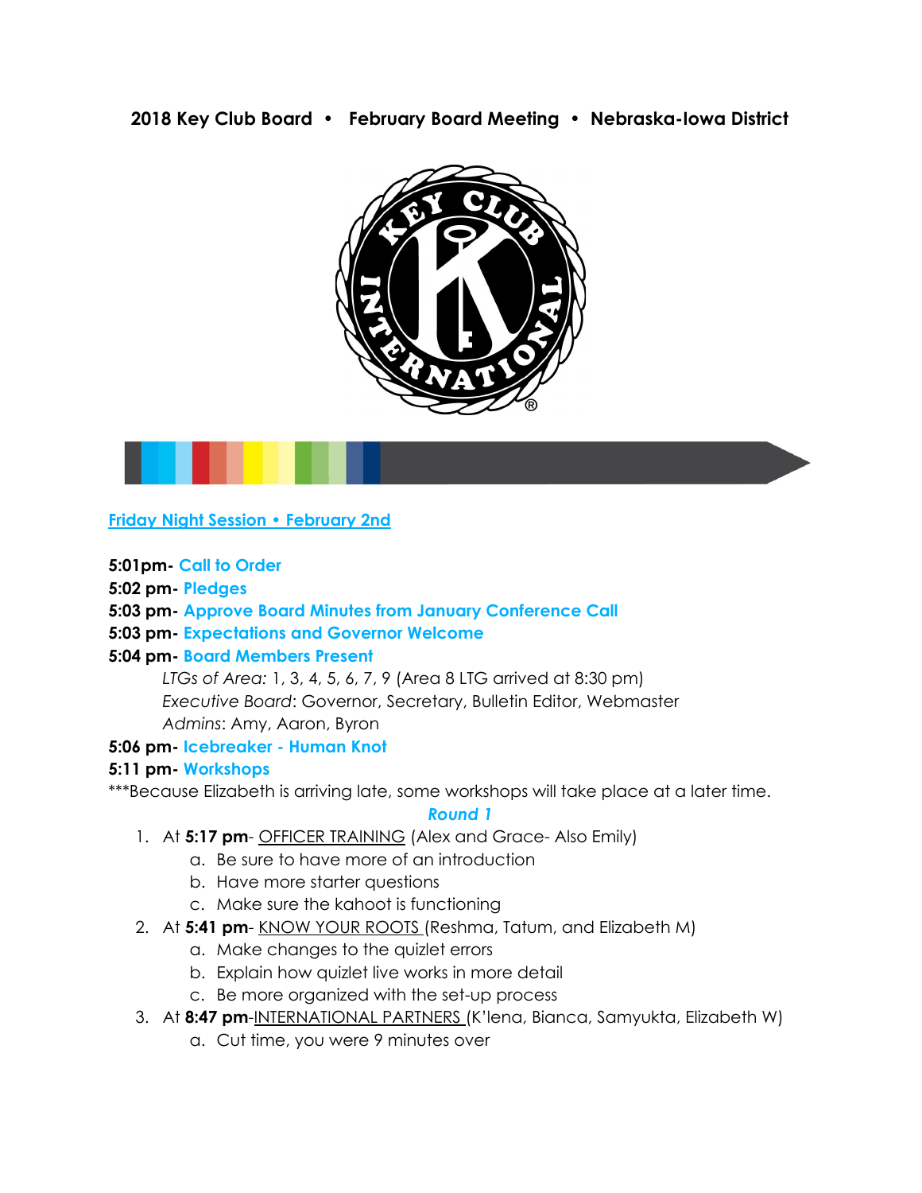# 2018 Key Club Board • February Board Meeting • Nebraska-Iowa District

## Friday Night Session • February 2nd

**5:01pm-** **Call to Order**
**5:02 pm-** **Pledges**
**5:03 pm-** **Approve Board Minutes from January Conference Call**
**5:03 pm-** **Expectations and Governor Welcome**
**5:04 pm-** **Board Members Present**

*LTGs of Area:* 1, 3, 4, 5, 6, 7, 9 (Area 8 LTG arrived at 8:30 pm)
*Executive Board*: Governor, Secretary, Bulletin Editor, Webmaster
*Admins*: Amy, Aaron, Byron

**5:06 pm-** **Icebreaker - Human Knot**
**5:11 pm-** **Workshops**

***Because Elizabeth is arriving late, some workshops will take place at a later time.

***Round 1***

1. At **5:17 pm**- OFFICER TRAINING (Alex and Grace- Also Emily)
   a. Be sure to have more of an introduction
   b. Have more starter questions
   c. Make sure the kahoot is functioning
2. At **5:41 pm**- KNOW YOUR ROOTS (Reshma, Tatum, and Elizabeth M)
   a. Make changes to the quizlet errors
   b. Explain how quizlet live works in more detail
   c. Be more organized with the set-up process
3. At **8:47 pm**-INTERNATIONAL PARTNERS (K'lena, Bianca, Samyukta, Elizabeth W)
   a. Cut time, you were 9 minutes over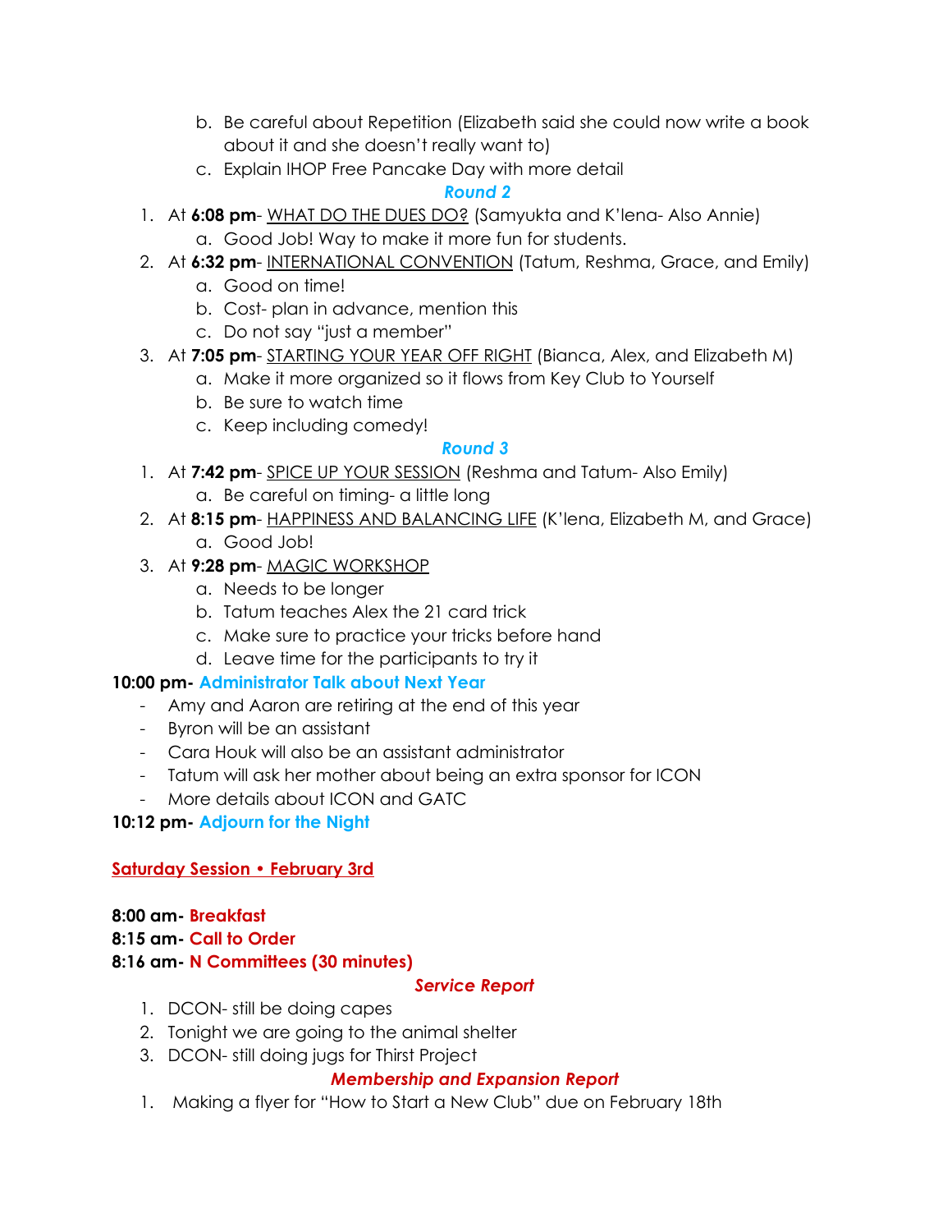b. Be careful about Repetition (Elizabeth said she could now write a book about it and she doesn't really want to)
   c. Explain IHOP Free Pancake Day with more detail

***Round 2***

1. At **6:08 pm**- <u>WHAT DO THE DUES DO?</u> (Samyukta and K'lena- Also Annie)
   a. Good Job! Way to make it more fun for students.
2. At **6:32 pm**- <u>INTERNATIONAL CONVENTION</u> (Tatum, Reshma, Grace, and Emily)
   a. Good on time!
   b. Cost- plan in advance, mention this
   c. Do not say "just a member"
3. At **7:05 pm**- <u>STARTING YOUR YEAR OFF RIGHT</u> (Bianca, Alex, and Elizabeth M)
   a. Make it more organized so it flows from Key Club to Yourself
   b. Be sure to watch time
   c. Keep including comedy!

***Round 3***

1. At **7:42 pm**- <u>SPICE UP YOUR SESSION</u> (Reshma and Tatum- Also Emily)
   a. Be careful on timing- a little long
2. At **8:15 pm**- <u>HAPPINESS AND BALANCING LIFE</u> (K'lena, Elizabeth M, and Grace)
   a. Good Job!
3. At **9:28 pm**- <u>MAGIC WORKSHOP</u>
   a. Needs to be longer
   b. Tatum teaches Alex the 21 card trick
   c. Make sure to practice your tricks before hand
   d. Leave time for the participants to try it

**10:00 pm- Administrator Talk about Next Year**

- Amy and Aaron are retiring at the end of this year
- Byron will be an assistant
- Cara Houk will also be an assistant administrator
- Tatum will ask her mother about being an extra sponsor for ICON
- More details about ICON and GATC

**10:12 pm- Adjourn for the Night**

## <u>Saturday Session • February 3rd</u>

**8:00 am- Breakfast**
**8:15 am- Call to Order**
**8:16 am- N Committees (30 minutes)**

***Service Report***

1. DCON- still be doing capes
2. Tonight we are going to the animal shelter
3. DCON- still doing jugs for Thirst Project

***Membership and Expansion Report***

1. Making a flyer for "How to Start a New Club" due on February 18th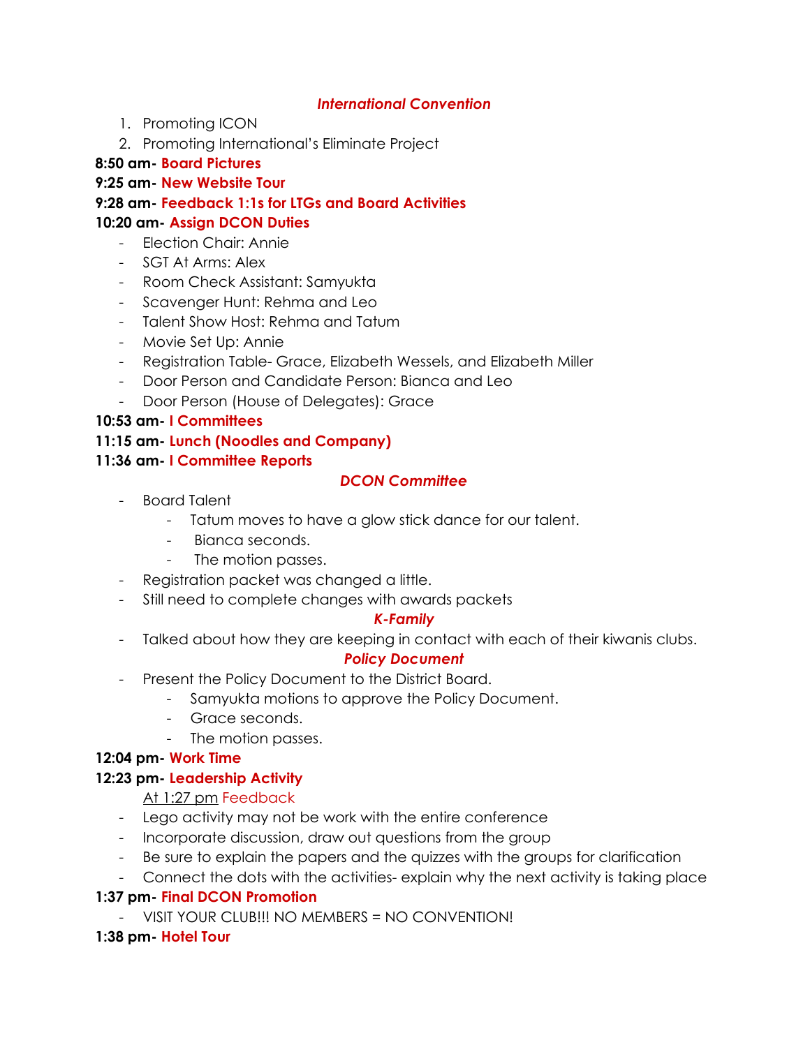***International Convention***

1. Promoting ICON
2. Promoting International's Eliminate Project

**8:50 am- Board Pictures**

**9:25 am- New Website Tour**

**9:28 am- Feedback 1:1s for LTGs and Board Activities**

**10:20 am- Assign DCON Duties**

- Election Chair: Annie
- SGT At Arms: Alex
- Room Check Assistant: Samyukta
- Scavenger Hunt: Rehma and Leo
- Talent Show Host: Rehma and Tatum
- Movie Set Up: Annie
- Registration Table- Grace, Elizabeth Wessels, and Elizabeth Miller
- Door Person and Candidate Person: Bianca and Leo
- Door Person (House of Delegates): Grace

**10:53 am- I Committees**

**11:15 am- Lunch (Noodles and Company)**

**11:36 am- I Committee Reports**

***DCON Committee***

- Board Talent
  - Tatum moves to have a glow stick dance for our talent.
  - Bianca seconds.
  - The motion passes.
- Registration packet was changed a little.
- Still need to complete changes with awards packets

***K-Family***

- Talked about how they are keeping in contact with each of their kiwanis clubs.

***Policy Document***

- Present the Policy Document to the District Board.
  - Samyukta motions to approve the Policy Document.
  - Grace seconds.
  - The motion passes.

**12:04 pm- Work Time**

**12:23 pm- Leadership Activity**

At 1:27 pm Feedback

- Lego activity may not be work with the entire conference
- Incorporate discussion, draw out questions from the group
- Be sure to explain the papers and the quizzes with the groups for clarification
- Connect the dots with the activities- explain why the next activity is taking place

**1:37 pm- Final DCON Promotion**

- VISIT YOUR CLUB!!! NO MEMBERS = NO CONVENTION!

**1:38 pm- Hotel Tour**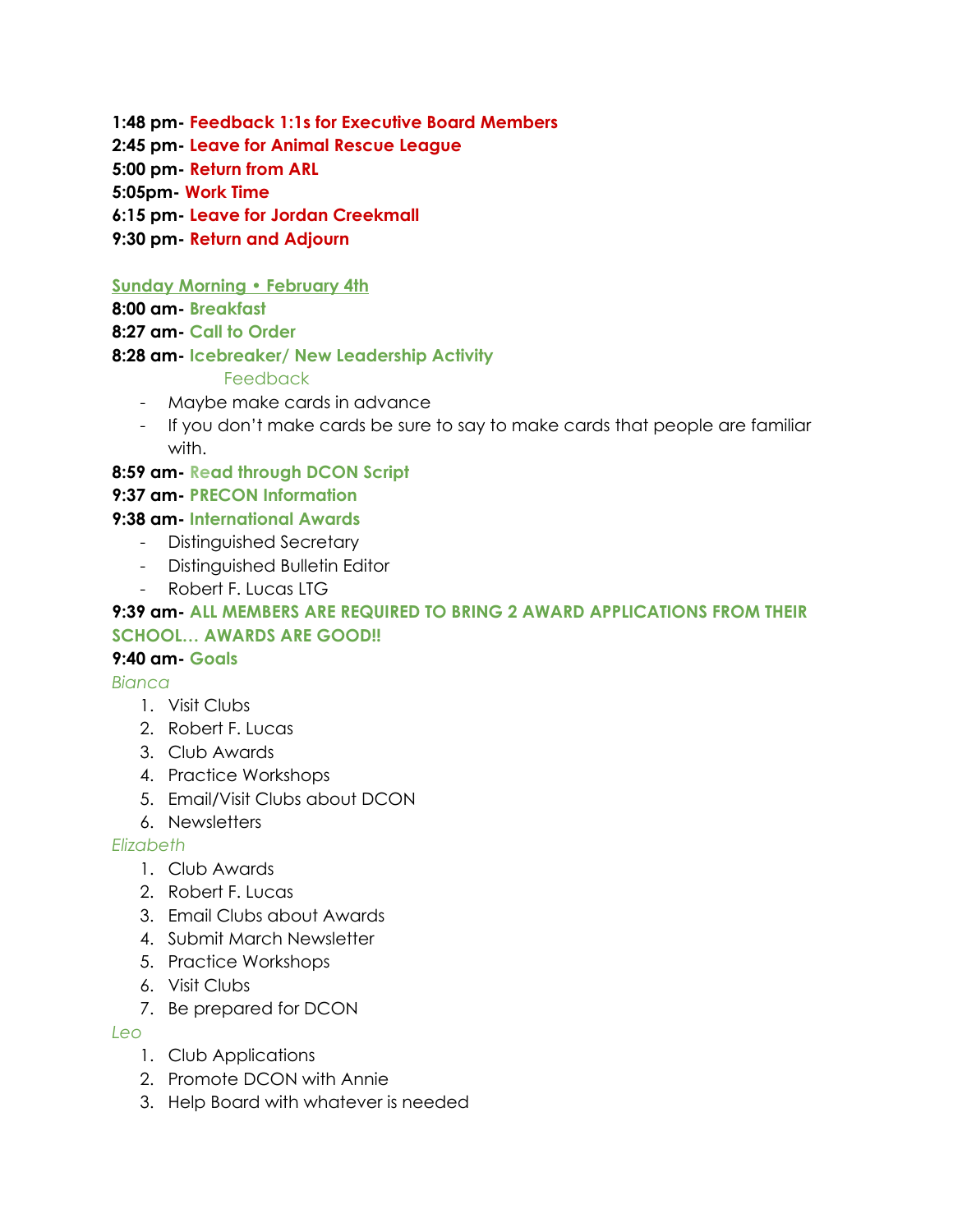**1:48 pm- Feedback 1:1s for Executive Board Members**

**2:45 pm- Leave for Animal Rescue League**

**5:00 pm- Return from ARL**

**5:05pm- Work Time**

**6:15 pm- Leave for Jordan Creekmall**

**9:30 pm- Return and Adjourn**

**Sunday Morning • February 4th**

**8:00 am- Breakfast**

**8:27 am- Call to Order**

**8:28 am- Icebreaker/ New Leadership Activity**

Feedback

- Maybe make cards in advance
- If you don't make cards be sure to say to make cards that people are familiar with.

**8:59 am- Read through DCON Script**

**9:37 am- PRECON Information**

**9:38 am- International Awards**

- Distinguished Secretary
- Distinguished Bulletin Editor
- Robert F. Lucas LTG

**9:39 am- ALL MEMBERS ARE REQUIRED TO BRING 2 AWARD APPLICATIONS FROM THEIR SCHOOL… AWARDS ARE GOOD!!**

**9:40 am- Goals**

*Bianca*

1. Visit Clubs
2. Robert F. Lucas
3. Club Awards
4. Practice Workshops
5. Email/Visit Clubs about DCON
6. Newsletters

*Elizabeth*

1. Club Awards
2. Robert F. Lucas
3. Email Clubs about Awards
4. Submit March Newsletter
5. Practice Workshops
6. Visit Clubs
7. Be prepared for DCON

*Leo*

1. Club Applications
2. Promote DCON with Annie
3. Help Board with whatever is needed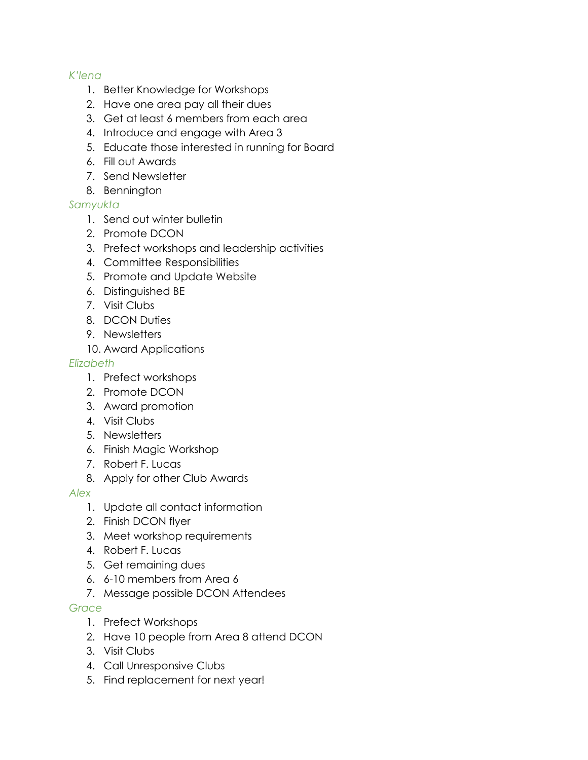*K'lena*

1. Better Knowledge for Workshops
2. Have one area pay all their dues
3. Get at least 6 members from each area
4. Introduce and engage with Area 3
5. Educate those interested in running for Board
6. Fill out Awards
7. Send Newsletter
8. Bennington

*Samyukta*

1. Send out winter bulletin
2. Promote DCON
3. Prefect workshops and leadership activities
4. Committee Responsibilities
5. Promote and Update Website
6. Distinguished BE
7. Visit Clubs
8. DCON Duties
9. Newsletters
10. Award Applications

*Elizabeth*

1. Prefect workshops
2. Promote DCON
3. Award promotion
4. Visit Clubs
5. Newsletters
6. Finish Magic Workshop
7. Robert F. Lucas
8. Apply for other Club Awards

*Alex*

1. Update all contact information
2. Finish DCON flyer
3. Meet workshop requirements
4. Robert F. Lucas
5. Get remaining dues
6. 6-10 members from Area 6
7. Message possible DCON Attendees

*Grace*

1. Prefect Workshops
2. Have 10 people from Area 8 attend DCON
3. Visit Clubs
4. Call Unresponsive Clubs
5. Find replacement for next year!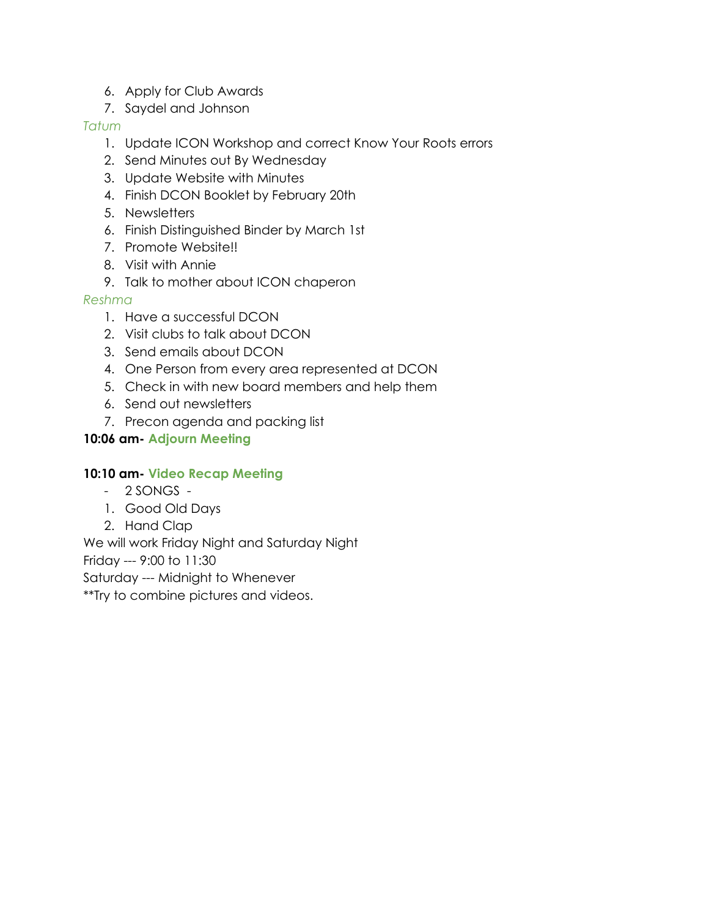6. Apply for Club Awards
7. Saydel and Johnson

*Tatum*

1. Update ICON Workshop and correct Know Your Roots errors
2. Send Minutes out By Wednesday
3. Update Website with Minutes
4. Finish DCON Booklet by February 20th
5. Newsletters
6. Finish Distinguished Binder by March 1st
7. Promote Website!!
8. Visit with Annie
9. Talk to mother about ICON chaperon

*Reshma*

1. Have a successful DCON
2. Visit clubs to talk about DCON
3. Send emails about DCON
4. One Person from every area represented at DCON
5. Check in with new board members and help them
6. Send out newsletters
7. Precon agenda and packing list

**10:06 am- Adjourn Meeting**

**10:10 am- Video Recap Meeting**

- 2 SONGS -

1. Good Old Days
2. Hand Clap

We will work Friday Night and Saturday Night

Friday --- 9:00 to 11:30

Saturday --- Midnight to Whenever

**Try to combine pictures and videos.